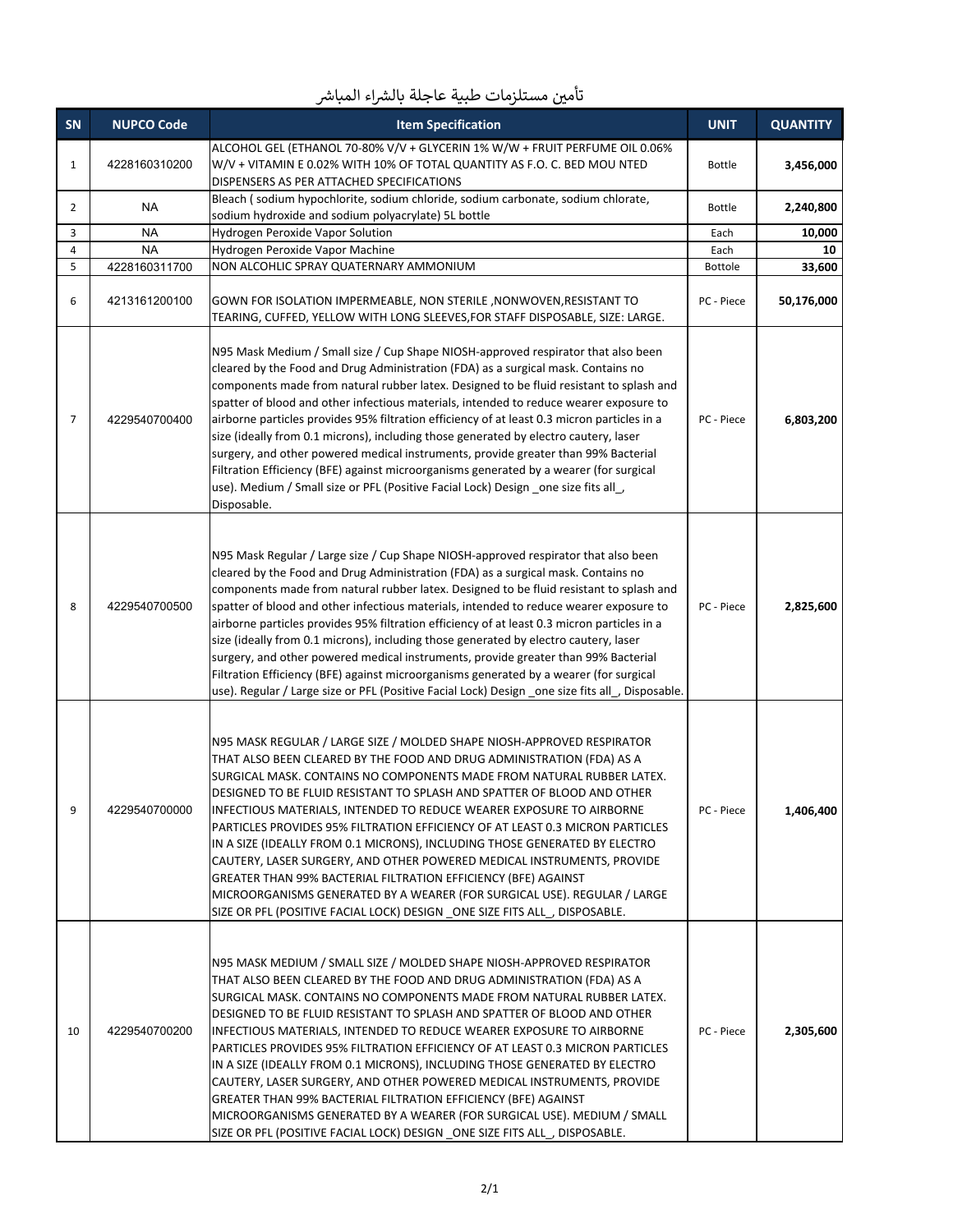# تأمين مستلزمات طبية عاجلة بالشراء المباشر

| SN | NUPCO Code | Item Specification | UNIT | QUANTITY |
|---|---|---|---|---|
| 1 | 4228160310200 | ALCOHOL GEL (ETHANOL 70-80% V/V + GLYCERIN 1% W/W + FRUIT PERFUME OIL 0.06% W/V + VITAMIN E 0.02% WITH 10% OF TOTAL QUANTITY AS F.O. C. BED MOU NTED DISPENSERS AS PER ATTACHED SPECIFICATIONS | Bottle | **3,456,000** |
| 2 | NA | Bleach ( sodium hypochlorite, sodium chloride, sodium carbonate, sodium chlorate, sodium hydroxide and sodium polyacrylate) 5L bottle | Bottle | **2,240,800** |
| 3 | NA | Hydrogen Peroxide Vapor Solution | Each | **10,000** |
| 4 | NA | Hydrogen Peroxide Vapor Machine | Each | **10** |
| 5 | 4228160311700 | NON ALCOHLIC SPRAY QUATERNARY AMMONIUM | Bottole | **33,600** |
| 6 | 4213161200100 | GOWN FOR ISOLATION IMPERMEABLE, NON STERILE ,NONWOVEN,RESISTANT TO TEARING, CUFFED, YELLOW WITH LONG SLEEVES,FOR STAFF DISPOSABLE, SIZE: LARGE. | PC - Piece | **50,176,000** |
| 7 | 4229540700400 | N95 Mask Medium / Small size / Cup Shape NIOSH-approved respirator that also been cleared by the Food and Drug Administration (FDA) as a surgical mask. Contains no components made from natural rubber latex. Designed to be fluid resistant to splash and spatter of blood and other infectious materials, intended to reduce wearer exposure to airborne particles provides 95% filtration efficiency of at least 0.3 micron particles in a size (ideally from 0.1 microns), including those generated by electro cautery, laser surgery, and other powered medical instruments, provide greater than 99% Bacterial Filtration Efficiency (BFE) against microorganisms generated by a wearer (for surgical use). Medium / Small size or PFL (Positive Facial Lock) Design _one size fits all_, Disposable. | PC - Piece | **6,803,200** |
| 8 | 4229540700500 | N95 Mask Regular / Large size / Cup Shape NIOSH-approved respirator that also been cleared by the Food and Drug Administration (FDA) as a surgical mask. Contains no components made from natural rubber latex. Designed to be fluid resistant to splash and spatter of blood and other infectious materials, intended to reduce wearer exposure to airborne particles provides 95% filtration efficiency of at least 0.3 micron particles in a size (ideally from 0.1 microns), including those generated by electro cautery, laser surgery, and other powered medical instruments, provide greater than 99% Bacterial Filtration Efficiency (BFE) against microorganisms generated by a wearer (for surgical use). Regular / Large size or PFL (Positive Facial Lock) Design _one size fits all_, Disposable. | PC - Piece | **2,825,600** |
| 9 | 4229540700000 | N95 MASK REGULAR / LARGE SIZE / MOLDED SHAPE NIOSH-APPROVED RESPIRATOR THAT ALSO BEEN CLEARED BY THE FOOD AND DRUG ADMINISTRATION (FDA) AS A SURGICAL MASK. CONTAINS NO COMPONENTS MADE FROM NATURAL RUBBER LATEX. DESIGNED TO BE FLUID RESISTANT TO SPLASH AND SPATTER OF BLOOD AND OTHER INFECTIOUS MATERIALS, INTENDED TO REDUCE WEARER EXPOSURE TO AIRBORNE PARTICLES PROVIDES 95% FILTRATION EFFICIENCY OF AT LEAST 0.3 MICRON PARTICLES IN A SIZE (IDEALLY FROM 0.1 MICRONS), INCLUDING THOSE GENERATED BY ELECTRO CAUTERY, LASER SURGERY, AND OTHER POWERED MEDICAL INSTRUMENTS, PROVIDE GREATER THAN 99% BACTERIAL FILTRATION EFFICIENCY (BFE) AGAINST MICROORGANISMS GENERATED BY A WEARER (FOR SURGICAL USE). REGULAR / LARGE SIZE OR PFL (POSITIVE FACIAL LOCK) DESIGN _ONE SIZE FITS ALL_, DISPOSABLE. | PC - Piece | **1,406,400** |
| 10 | 4229540700200 | N95 MASK MEDIUM / SMALL SIZE / MOLDED SHAPE NIOSH-APPROVED RESPIRATOR THAT ALSO BEEN CLEARED BY THE FOOD AND DRUG ADMINISTRATION (FDA) AS A SURGICAL MASK. CONTAINS NO COMPONENTS MADE FROM NATURAL RUBBER LATEX. DESIGNED TO BE FLUID RESISTANT TO SPLASH AND SPATTER OF BLOOD AND OTHER INFECTIOUS MATERIALS, INTENDED TO REDUCE WEARER EXPOSURE TO AIRBORNE PARTICLES PROVIDES 95% FILTRATION EFFICIENCY OF AT LEAST 0.3 MICRON PARTICLES IN A SIZE (IDEALLY FROM 0.1 MICRONS), INCLUDING THOSE GENERATED BY ELECTRO CAUTERY, LASER SURGERY, AND OTHER POWERED MEDICAL INSTRUMENTS, PROVIDE GREATER THAN 99% BACTERIAL FILTRATION EFFICIENCY (BFE) AGAINST MICROORGANISMS GENERATED BY A WEARER (FOR SURGICAL USE). MEDIUM / SMALL SIZE OR PFL (POSITIVE FACIAL LOCK) DESIGN _ONE SIZE FITS ALL_, DISPOSABLE. | PC - Piece | **2,305,600** |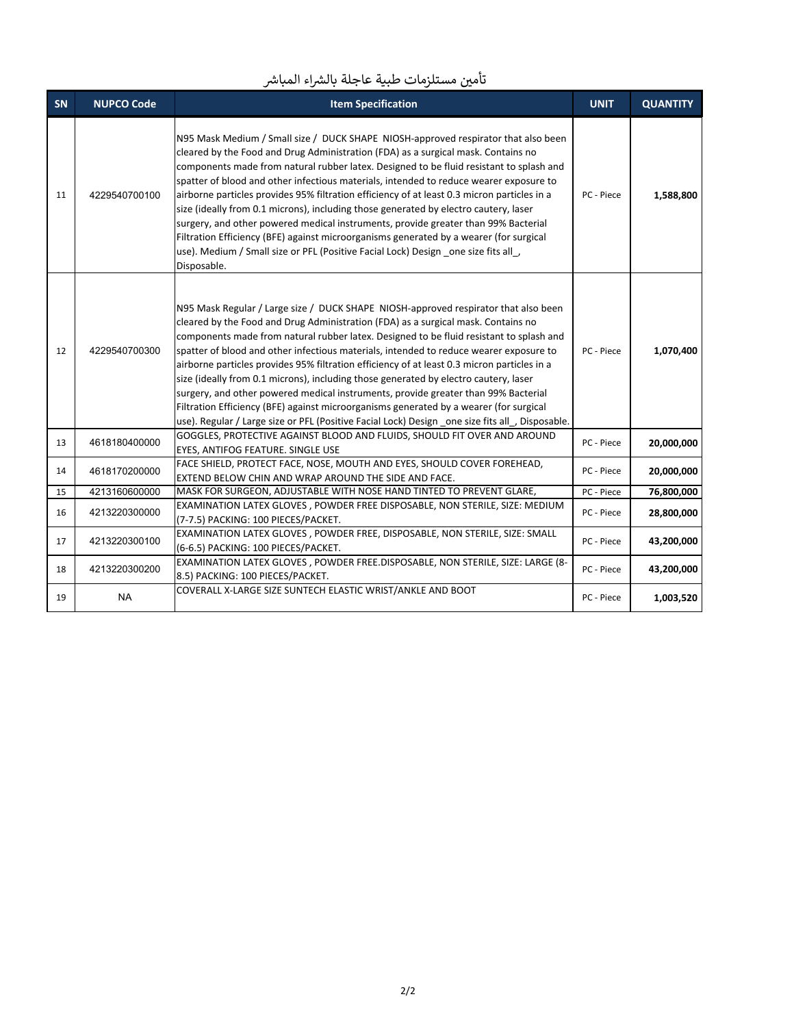# تأمين مستلزمات طبية عاجلة بالشراء المباشر

| SN | NUPCO Code | Item Specification | UNIT | QUANTITY |
| --- | --- | --- | --- | --- |
| 11 | 4229540700100 | N95 Mask Medium / Small size / DUCK SHAPE NIOSH-approved respirator that also been cleared by the Food and Drug Administration (FDA) as a surgical mask. Contains no components made from natural rubber latex. Designed to be fluid resistant to splash and spatter of blood and other infectious materials, intended to reduce wearer exposure to airborne particles provides 95% filtration efficiency of at least 0.3 micron particles in a size (ideally from 0.1 microns), including those generated by electro cautery, laser surgery, and other powered medical instruments, provide greater than 99% Bacterial Filtration Efficiency (BFE) against microorganisms generated by a wearer (for surgical use). Medium / Small size or PFL (Positive Facial Lock) Design _one size fits all_, Disposable. | PC - Piece | **1,588,800** |
| 12 | 4229540700300 | N95 Mask Regular / Large size / DUCK SHAPE NIOSH-approved respirator that also been cleared by the Food and Drug Administration (FDA) as a surgical mask. Contains no components made from natural rubber latex. Designed to be fluid resistant to splash and spatter of blood and other infectious materials, intended to reduce wearer exposure to airborne particles provides 95% filtration efficiency of at least 0.3 micron particles in a size (ideally from 0.1 microns), including those generated by electro cautery, laser surgery, and other powered medical instruments, provide greater than 99% Bacterial Filtration Efficiency (BFE) against microorganisms generated by a wearer (for surgical use). Regular / Large size or PFL (Positive Facial Lock) Design _one size fits all_, Disposable. | PC - Piece | **1,070,400** |
| 13 | 4618180400000 | GOGGLES, PROTECTIVE AGAINST BLOOD AND FLUIDS, SHOULD FIT OVER AND AROUND EYES, ANTIFOG FEATURE. SINGLE USE | PC - Piece | **20,000,000** |
| 14 | 4618170200000 | FACE SHIELD, PROTECT FACE, NOSE, MOUTH AND EYES, SHOULD COVER FOREHEAD, EXTEND BELOW CHIN AND WRAP AROUND THE SIDE AND FACE. | PC - Piece | **20,000,000** |
| 15 | 4213160600000 | MASK FOR SURGEON, ADJUSTABLE WITH NOSE HAND TINTED TO PREVENT GLARE, | PC - Piece | **76,800,000** |
| 16 | 4213220300000 | EXAMINATION LATEX GLOVES , POWDER FREE DISPOSABLE, NON STERILE, SIZE: MEDIUM (7-7.5) PACKING: 100 PIECES/PACKET. | PC - Piece | **28,800,000** |
| 17 | 4213220300100 | EXAMINATION LATEX GLOVES , POWDER FREE, DISPOSABLE, NON STERILE, SIZE: SMALL (6-6.5) PACKING: 100 PIECES/PACKET. | PC - Piece | **43,200,000** |
| 18 | 4213220300200 | EXAMINATION LATEX GLOVES , POWDER FREE.DISPOSABLE, NON STERILE, SIZE: LARGE (8-8.5) PACKING: 100 PIECES/PACKET. | PC - Piece | **43,200,000** |
| 19 | NA | COVERALL X-LARGE SIZE SUNTECH ELASTIC WRIST/ANKLE AND BOOT | PC - Piece | **1,003,520** |